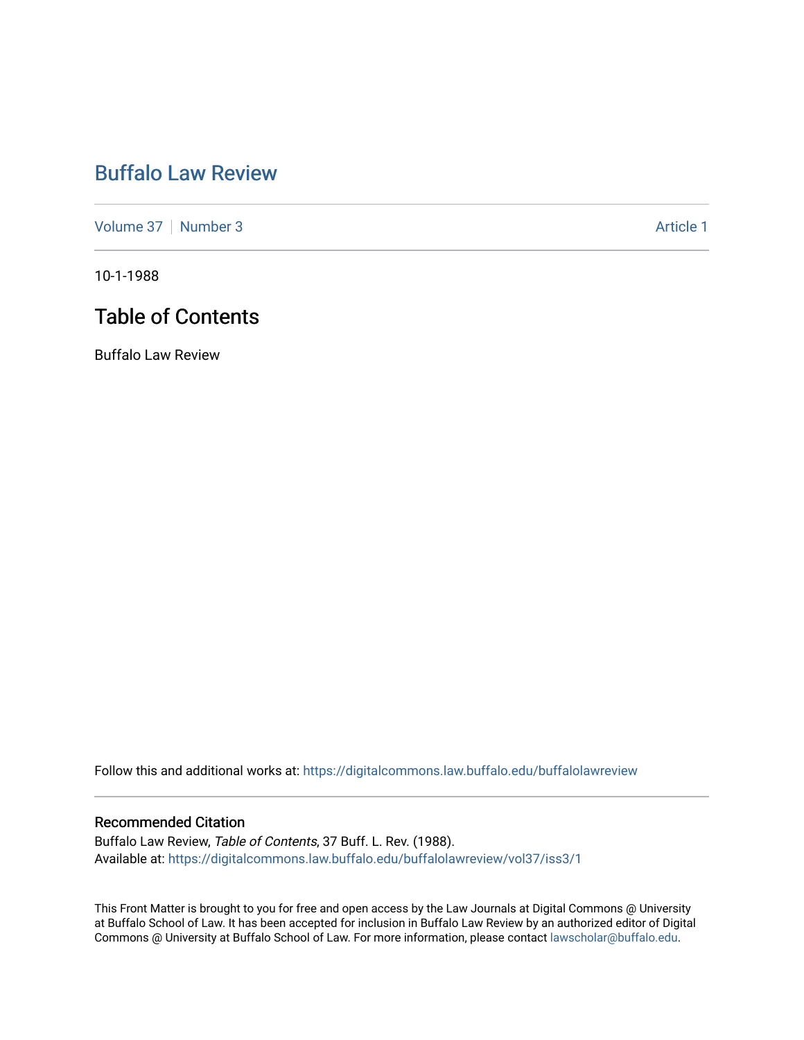# Buffalo Law Review

Volume 37 | Number 3 Article 1

10-1-1988

## Table of Contents

Buffalo Law Review

Follow this and additional works at: https://digitalcommons.law.buffalo.edu/buffalolawreview

### Recommended Citation

Buffalo Law Review, *Table of Contents*, 37 Buff. L. Rev. (1988).
Available at: https://digitalcommons.law.buffalo.edu/buffalolawreview/vol37/iss3/1

This Front Matter is brought to you for free and open access by the Law Journals at Digital Commons @ University at Buffalo School of Law. It has been accepted for inclusion in Buffalo Law Review by an authorized editor of Digital Commons @ University at Buffalo School of Law. For more information, please contact lawscholar@buffalo.edu.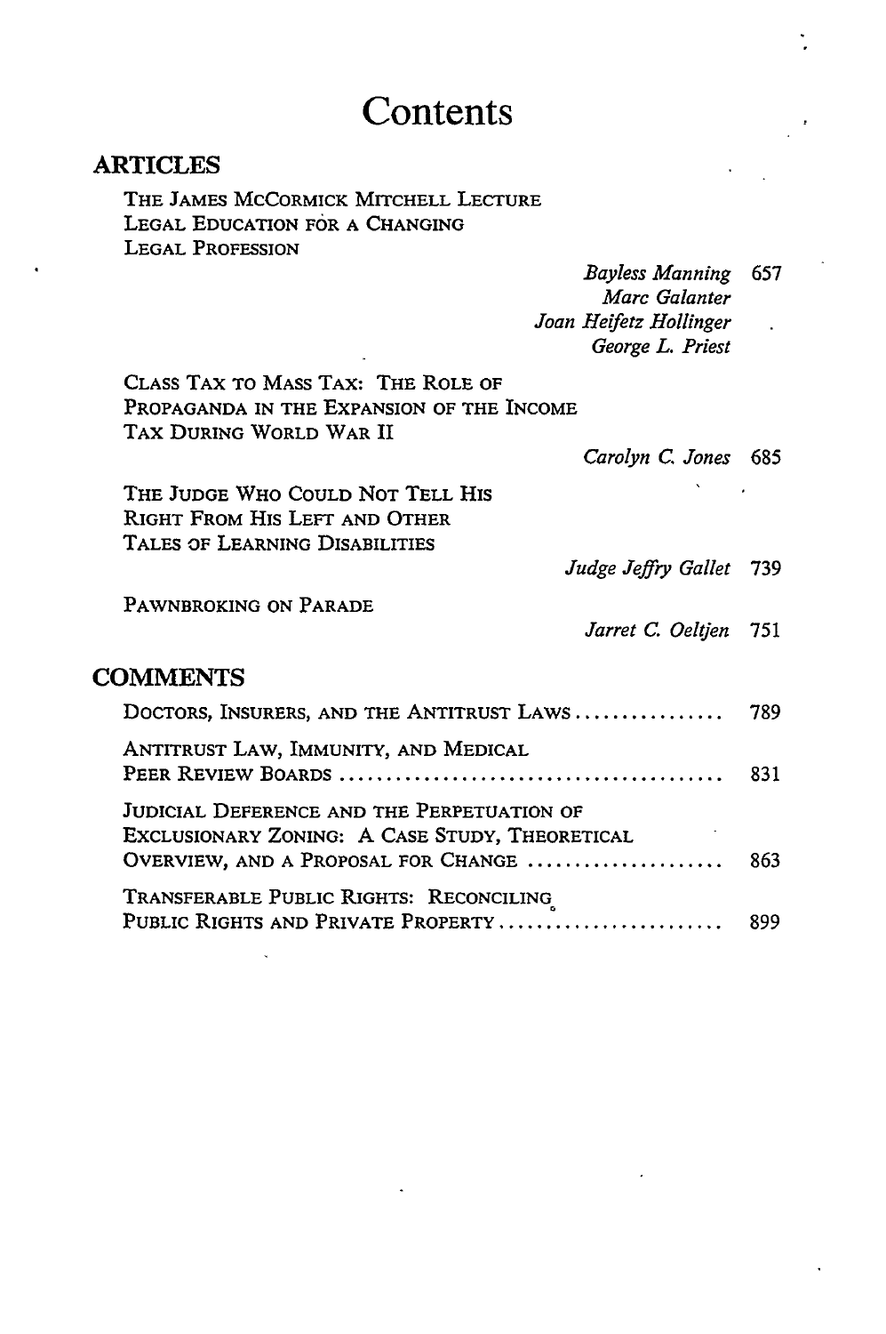# Contents

## ARTICLES

THE JAMES MCCORMICK MITCHELL LECTURE
LEGAL EDUCATION FOR A CHANGING LEGAL PROFESSION

*Bayless Manning* 657
*Marc Galanter*
*Joan Heifetz Hollinger*
*George L. Priest*

CLASS TAX TO MASS TAX: THE ROLE OF PROPAGANDA IN THE EXPANSION OF THE INCOME TAX DURING WORLD WAR II

*Carolyn C. Jones* 685

THE JUDGE WHO COULD NOT TELL HIS RIGHT FROM HIS LEFT AND OTHER TALES OF LEARNING DISABILITIES

*Judge Jeffry Gallet* 739

PAWNBROKING ON PARADE

*Jarret C. Oeltjen* 751

## COMMENTS

DOCTORS, INSURERS, AND THE ANTITRUST LAWS ................ 789

ANTITRUST LAW, IMMUNITY, AND MEDICAL PEER REVIEW BOARDS ................ 831

JUDICIAL DEFERENCE AND THE PERPETUATION OF EXCLUSIONARY ZONING: A CASE STUDY, THEORETICAL OVERVIEW, AND A PROPOSAL FOR CHANGE ................ 863

TRANSFERABLE PUBLIC RIGHTS: RECONCILING PUBLIC RIGHTS AND PRIVATE PROPERTY ................ 899